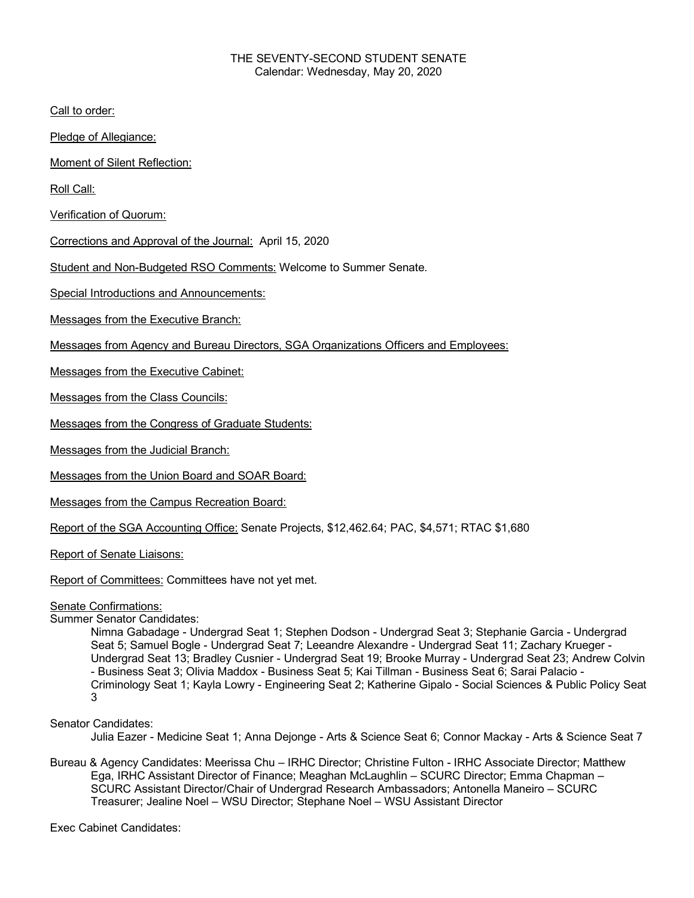THE SEVENTY-SECOND STUDENT SENATE
Calendar: Wednesday, May 20, 2020

Call to order:

Pledge of Allegiance:

Moment of Silent Reflection:

Roll Call:

Verification of Quorum:

Corrections and Approval of the Journal: April 15, 2020

Student and Non-Budgeted RSO Comments: Welcome to Summer Senate.

Special Introductions and Announcements:

Messages from the Executive Branch:

Messages from Agency and Bureau Directors, SGA Organizations Officers and Employees:

Messages from the Executive Cabinet:

Messages from the Class Councils:

Messages from the Congress of Graduate Students:

Messages from the Judicial Branch:

Messages from the Union Board and SOAR Board:

Messages from the Campus Recreation Board:

Report of the SGA Accounting Office: Senate Projects, $12,462.64; PAC, $4,571; RTAC $1,680

Report of Senate Liaisons:

Report of Committees: Committees have not yet met.

Senate Confirmations:

Summer Senator Candidates:

Nimna Gabadage - Undergrad Seat 1; Stephen Dodson - Undergrad Seat 3; Stephanie Garcia - Undergrad Seat 5; Samuel Bogle - Undergrad Seat 7; Leeandre Alexandre - Undergrad Seat 11; Zachary Krueger - Undergrad Seat 13; Bradley Cusnier - Undergrad Seat 19; Brooke Murray - Undergrad Seat 23; Andrew Colvin - Business Seat 3; Olivia Maddox - Business Seat 5; Kai Tillman - Business Seat 6; Sarai Palacio - Criminology Seat 1; Kayla Lowry - Engineering Seat 2; Katherine Gipalo - Social Sciences & Public Policy Seat 3

Senator Candidates:

Julia Eazer - Medicine Seat 1; Anna Dejonge - Arts & Science Seat 6; Connor Mackay - Arts & Science Seat 7

Bureau & Agency Candidates: Meerissa Chu – IRHC Director; Christine Fulton - IRHC Associate Director; Matthew Ega, IRHC Assistant Director of Finance; Meaghan McLaughlin – SCURC Director; Emma Chapman – SCURC Assistant Director/Chair of Undergrad Research Ambassadors; Antonella Maneiro – SCURC Treasurer; Jealine Noel – WSU Director; Stephane Noel – WSU Assistant Director

Exec Cabinet Candidates: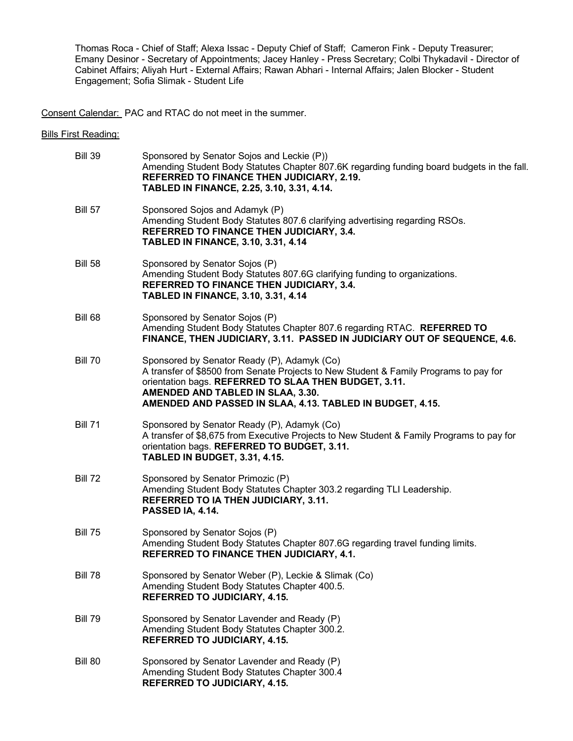Thomas Roca - Chief of Staff; Alexa Issac - Deputy Chief of Staff; Cameron Fink - Deputy Treasurer; Emany Desinor - Secretary of Appointments; Jacey Hanley - Press Secretary; Colbi Thykadavil - Director of Cabinet Affairs; Aliyah Hurt - External Affairs; Rawan Abhari - Internal Affairs; Jalen Blocker - Student Engagement; Sofia Slimak - Student Life

Consent Calendar: PAC and RTAC do not meet in the summer.

Bills First Reading:

Bill 39 — Sponsored by Senator Sojos and Leckie (P))
Amending Student Body Statutes Chapter 807.6K regarding funding board budgets in the fall.
**REFERRED TO FINANCE THEN JUDICIARY, 2.19.**
**TABLED IN FINANCE, 2.25, 3.10, 3.31, 4.14.**

Bill 57 — Sponsored Sojos and Adamyk (P)
Amending Student Body Statutes 807.6 clarifying advertising regarding RSOs.
**REFERRED TO FINANCE THEN JUDICIARY, 3.4.**
**TABLED IN FINANCE, 3.10, 3.31, 4.14**

Bill 58 — Sponsored by Senator Sojos (P)
Amending Student Body Statutes 807.6G clarifying funding to organizations.
**REFERRED TO FINANCE THEN JUDICIARY, 3.4.**
**TABLED IN FINANCE, 3.10, 3.31, 4.14**

Bill 68 — Sponsored by Senator Sojos (P)
Amending Student Body Statutes Chapter 807.6 regarding RTAC. **REFERRED TO FINANCE, THEN JUDICIARY, 3.11. PASSED IN JUDICIARY OUT OF SEQUENCE, 4.6.**

Bill 70 — Sponsored by Senator Ready (P), Adamyk (Co)
A transfer of $8500 from Senate Projects to New Student & Family Programs to pay for orientation bags. **REFERRED TO SLAA THEN BUDGET, 3.11.**
**AMENDED AND TABLED IN SLAA, 3.30.**
**AMENDED AND PASSED IN SLAA, 4.13. TABLED IN BUDGET, 4.15.**

Bill 71 — Sponsored by Senator Ready (P), Adamyk (Co)
A transfer of $8,675 from Executive Projects to New Student & Family Programs to pay for orientation bags. **REFERRED TO BUDGET, 3.11.**
**TABLED IN BUDGET, 3.31, 4.15.**

Bill 72 — Sponsored by Senator Primozic (P)
Amending Student Body Statutes Chapter 303.2 regarding TLI Leadership.
**REFERRED TO IA THEN JUDICIARY, 3.11.**
**PASSED IA, 4.14.**

Bill 75 — Sponsored by Senator Sojos (P)
Amending Student Body Statutes Chapter 807.6G regarding travel funding limits.
**REFERRED TO FINANCE THEN JUDICIARY, 4.1.**

Bill 78 — Sponsored by Senator Weber (P), Leckie & Slimak (Co)
Amending Student Body Statutes Chapter 400.5.
**REFERRED TO JUDICIARY, 4.15.**

Bill 79 — Sponsored by Senator Lavender and Ready (P)
Amending Student Body Statutes Chapter 300.2.
**REFERRED TO JUDICIARY, 4.15.**

Bill 80 — Sponsored by Senator Lavender and Ready (P)
Amending Student Body Statutes Chapter 300.4
**REFERRED TO JUDICIARY, 4.15.**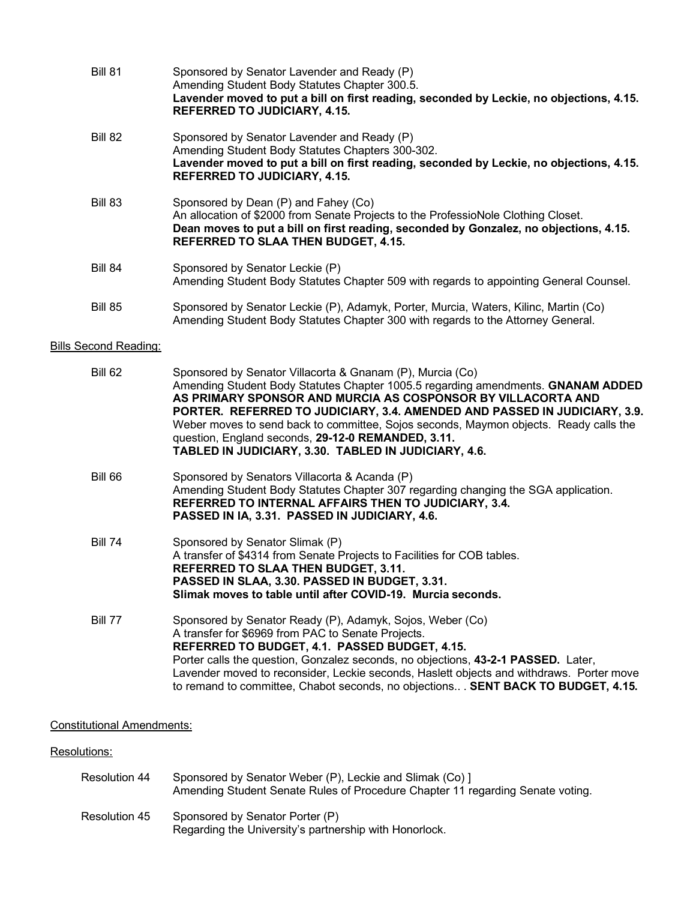**Bill 81** — Sponsored by Senator Lavender and Ready (P)
Amending Student Body Statutes Chapter 300.5.
**Lavender moved to put a bill on first reading, seconded by Leckie, no objections, 4.15. REFERRED TO JUDICIARY, 4.15.**

**Bill 82** — Sponsored by Senator Lavender and Ready (P)
Amending Student Body Statutes Chapters 300-302.
**Lavender moved to put a bill on first reading, seconded by Leckie, no objections, 4.15. REFERRED TO JUDICIARY, 4.15.**

**Bill 83** — Sponsored by Dean (P) and Fahey (Co)
An allocation of $2000 from Senate Projects to the ProfessioNole Clothing Closet.
**Dean moves to put a bill on first reading, seconded by Gonzalez, no objections, 4.15. REFERRED TO SLAA THEN BUDGET, 4.15.**

**Bill 84** — Sponsored by Senator Leckie (P)
Amending Student Body Statutes Chapter 509 with regards to appointing General Counsel.

**Bill 85** — Sponsored by Senator Leckie (P), Adamyk, Porter, Murcia, Waters, Kilinc, Martin (Co)
Amending Student Body Statutes Chapter 300 with regards to the Attorney General.

<u>Bills Second Reading:</u>

**Bill 62** — Sponsored by Senator Villacorta & Gnanam (P), Murcia (Co)
Amending Student Body Statutes Chapter 1005.5 regarding amendments. **GNANAM ADDED AS PRIMARY SPONSOR AND MURCIA AS COSPONSOR BY VILLACORTA AND PORTER. REFERRED TO JUDICIARY, 3.4. AMENDED AND PASSED IN JUDICIARY, 3.9.** Weber moves to send back to committee, Sojos seconds, Maymon objects. Ready calls the question, England seconds, **29-12-0 REMANDED, 3.11.**
**TABLED IN JUDICIARY, 3.30. TABLED IN JUDICIARY, 4.6.**

**Bill 66** — Sponsored by Senators Villacorta & Acanda (P)
Amending Student Body Statutes Chapter 307 regarding changing the SGA application.
**REFERRED TO INTERNAL AFFAIRS THEN TO JUDICIARY, 3.4.**
**PASSED IN IA, 3.31. PASSED IN JUDICIARY, 4.6.**

**Bill 74** — Sponsored by Senator Slimak (P)
A transfer of $4314 from Senate Projects to Facilities for COB tables.
**REFERRED TO SLAA THEN BUDGET, 3.11.**
**PASSED IN SLAA, 3.30. PASSED IN BUDGET, 3.31.**
**Slimak moves to table until after COVID-19. Murcia seconds.**

**Bill 77** — Sponsored by Senator Ready (P), Adamyk, Sojos, Weber (Co)
A transfer for $6969 from PAC to Senate Projects.
**REFERRED TO BUDGET, 4.1. PASSED BUDGET, 4.15.**
Porter calls the question, Gonzalez seconds, no objections, **43-2-1 PASSED.** Later, Lavender moved to reconsider, Leckie seconds, Haslett objects and withdraws. Porter move to remand to committee, Chabot seconds, no objections.. . **SENT BACK TO BUDGET, 4.15.**

<u>Constitutional Amendments:</u>

<u>Resolutions:</u>

**Resolution 44** — Sponsored by Senator Weber (P), Leckie and Slimak (Co) ]
Amending Student Senate Rules of Procedure Chapter 11 regarding Senate voting.

**Resolution 45** — Sponsored by Senator Porter (P)
Regarding the University's partnership with Honorlock.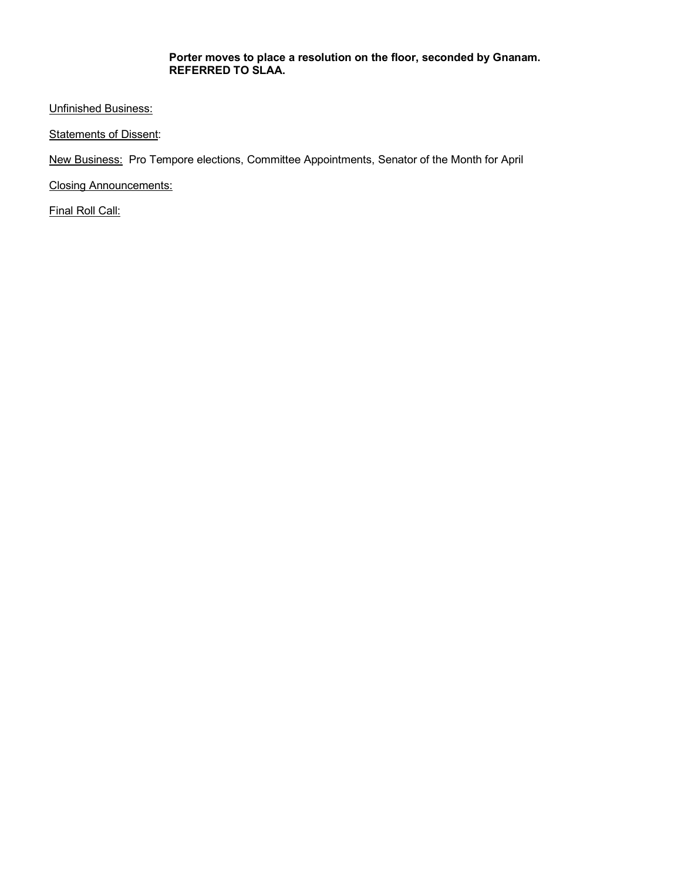**Porter moves to place a resolution on the floor, seconded by Gnanam.**
**REFERRED TO SLAA.**

Unfinished Business:

Statements of Dissent:

New Business: Pro Tempore elections, Committee Appointments, Senator of the Month for April

Closing Announcements:

Final Roll Call: